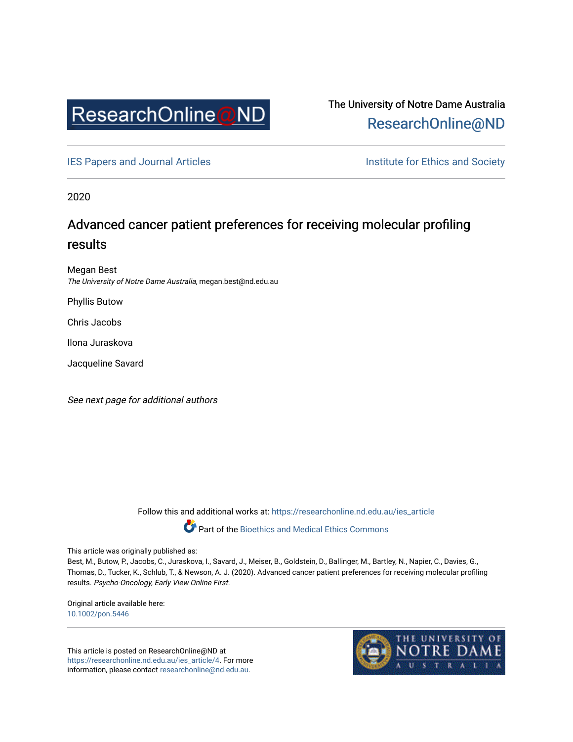The University of Notre Dame Australia
ResearchOnline@ND

IES Papers and Journal Articles — Institute for Ethics and Society

2020

# Advanced cancer patient preferences for receiving molecular profiling results

Megan Best
*The University of Notre Dame Australia*, megan.best@nd.edu.au

Phyllis Butow

Chris Jacobs

Ilona Juraskova

Jacqueline Savard

*See next page for additional authors*

Follow this and additional works at: https://researchonline.nd.edu.au/ies_article

Part of the Bioethics and Medical Ethics Commons

This article was originally published as:
Best, M., Butow, P., Jacobs, C., Juraskova, I., Savard, J., Meiser, B., Goldstein, D., Ballinger, M., Bartley, N., Napier, C., Davies, G., Thomas, D., Tucker, K., Schlub, T., & Newson, A. J. (2020). Advanced cancer patient preferences for receiving molecular profiling results. *Psycho-Oncology, Early View Online First.*

Original article available here:
10.1002/pon.5446

This article is posted on ResearchOnline@ND at https://researchonline.nd.edu.au/ies_article/4. For more information, please contact researchonline@nd.edu.au.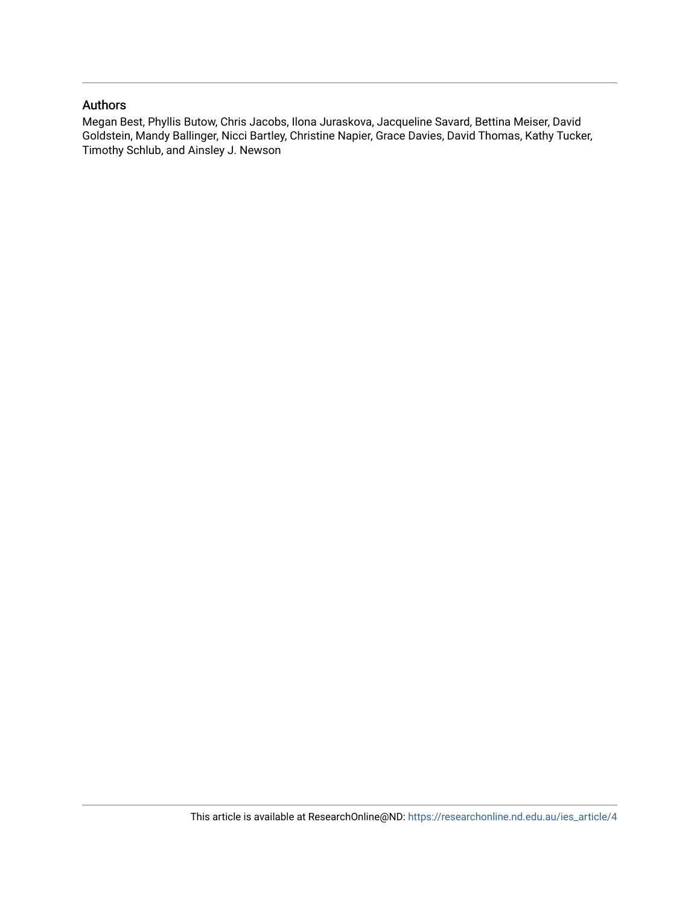## Authors

Megan Best, Phyllis Butow, Chris Jacobs, Ilona Juraskova, Jacqueline Savard, Bettina Meiser, David Goldstein, Mandy Ballinger, Nicci Bartley, Christine Napier, Grace Davies, David Thomas, Kathy Tucker, Timothy Schlub, and Ainsley J. Newson

This article is available at ResearchOnline@ND: https://researchonline.nd.edu.au/ies_article/4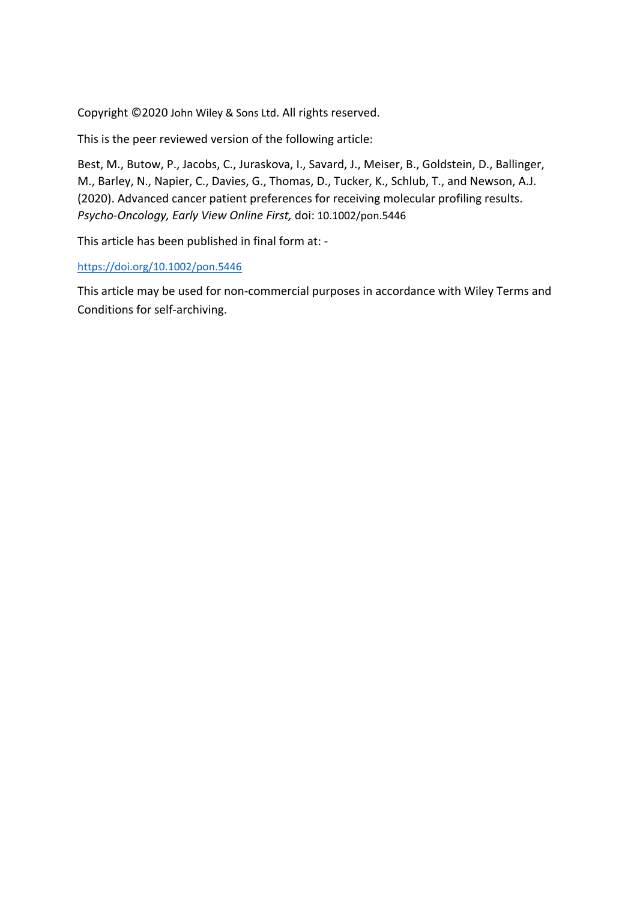Copyright ©2020 John Wiley & Sons Ltd. All rights reserved.

This is the peer reviewed version of the following article:

Best, M., Butow, P., Jacobs, C., Juraskova, I., Savard, J., Meiser, B., Goldstein, D., Ballinger, M., Barley, N., Napier, C., Davies, G., Thomas, D., Tucker, K., Schlub, T., and Newson, A.J. (2020). Advanced cancer patient preferences for receiving molecular profiling results. *Psycho-Oncology, Early View Online First,* doi: 10.1002/pon.5446

This article has been published in final form at: -

https://doi.org/10.1002/pon.5446

This article may be used for non-commercial purposes in accordance with Wiley Terms and Conditions for self-archiving.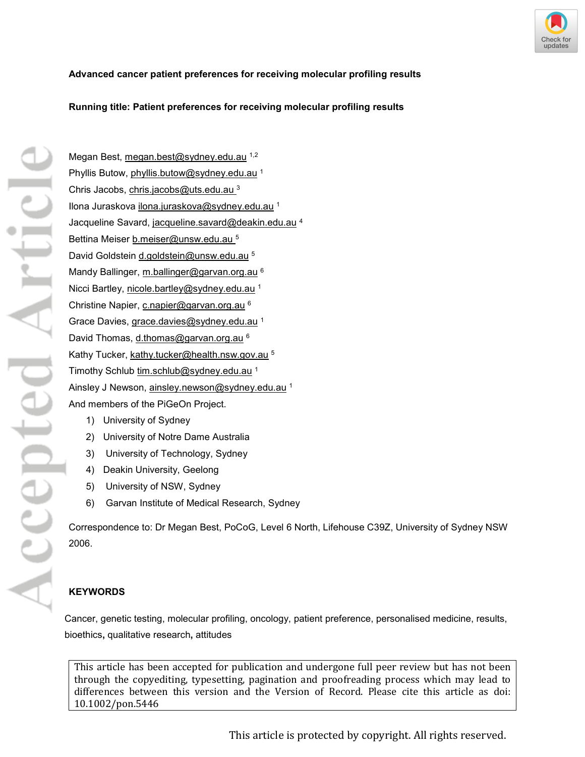**Advanced cancer patient preferences for receiving molecular profiling results**

**Running title: Patient preferences for receiving molecular profiling results**

Megan Best, megan.best@sydney.edu.au [1,2]
Phyllis Butow, phyllis.butow@sydney.edu.au [1]
Chris Jacobs, chris.jacobs@uts.edu.au [3]
Ilona Juraskova ilona.juraskova@sydney.edu.au [1]
Jacqueline Savard, jacqueline.savard@deakin.edu.au [4]
Bettina Meiser b.meiser@unsw.edu.au [5]
David Goldstein d.goldstein@unsw.edu.au [5]
Mandy Ballinger, m.ballinger@garvan.org.au [6]
Nicci Bartley, nicole.bartley@sydney.edu.au [1]
Christine Napier, c.napier@garvan.org.au [6]
Grace Davies, grace.davies@sydney.edu.au [1]
David Thomas, d.thomas@garvan.org.au [6]
Kathy Tucker, kathy.tucker@health.nsw.gov.au [5]
Timothy Schlub tim.schlub@sydney.edu.au [1]
Ainsley J Newson, ainsley.newson@sydney.edu.au [1]
And members of the PiGeOn Project.

1) University of Sydney
2) University of Notre Dame Australia
3) University of Technology, Sydney
4) Deakin University, Geelong
5) University of NSW, Sydney
6) Garvan Institute of Medical Research, Sydney

Correspondence to: Dr Megan Best, PoCoG, Level 6 North, Lifehouse C39Z, University of Sydney NSW 2006.

**KEYWORDS**

Cancer, genetic testing, molecular profiling, oncology, patient preference, personalised medicine, results, bioethics, qualitative research, attitudes

This article has been accepted for publication and undergone full peer review but has not been through the copyediting, typesetting, pagination and proofreading process which may lead to differences between this version and the Version of Record. Please cite this article as doi: 10.1002/pon.5446

This article is protected by copyright. All rights reserved.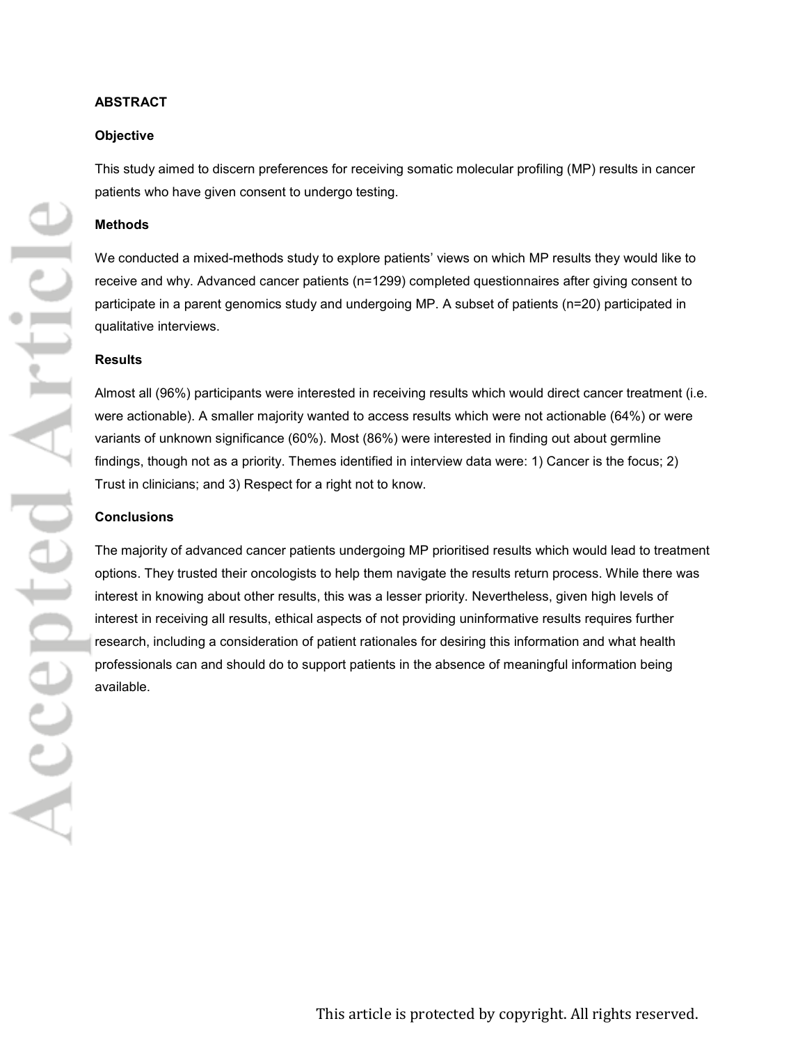## ABSTRACT

### Objective

This study aimed to discern preferences for receiving somatic molecular profiling (MP) results in cancer patients who have given consent to undergo testing.

### Methods

We conducted a mixed-methods study to explore patients' views on which MP results they would like to receive and why. Advanced cancer patients (n=1299) completed questionnaires after giving consent to participate in a parent genomics study and undergoing MP. A subset of patients (n=20) participated in qualitative interviews.

### Results

Almost all (96%) participants were interested in receiving results which would direct cancer treatment (i.e. were actionable). A smaller majority wanted to access results which were not actionable (64%) or were variants of unknown significance (60%). Most (86%) were interested in finding out about germline findings, though not as a priority. Themes identified in interview data were: 1) Cancer is the focus; 2) Trust in clinicians; and 3) Respect for a right not to know.

### Conclusions

The majority of advanced cancer patients undergoing MP prioritised results which would lead to treatment options. They trusted their oncologists to help them navigate the results return process. While there was interest in knowing about other results, this was a lesser priority. Nevertheless, given high levels of interest in receiving all results, ethical aspects of not providing uninformative results requires further research, including a consideration of patient rationales for desiring this information and what health professionals can and should do to support patients in the absence of meaningful information being available.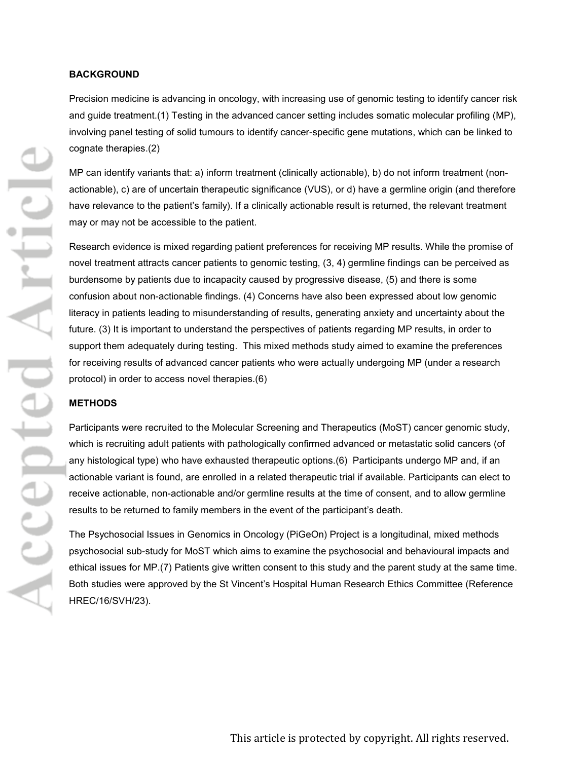## BACKGROUND

Precision medicine is advancing in oncology, with increasing use of genomic testing to identify cancer risk and guide treatment.(1) Testing in the advanced cancer setting includes somatic molecular profiling (MP), involving panel testing of solid tumours to identify cancer-specific gene mutations, which can be linked to cognate therapies.(2)

MP can identify variants that: a) inform treatment (clinically actionable), b) do not inform treatment (non-actionable), c) are of uncertain therapeutic significance (VUS), or d) have a germline origin (and therefore have relevance to the patient's family). If a clinically actionable result is returned, the relevant treatment may or may not be accessible to the patient.

Research evidence is mixed regarding patient preferences for receiving MP results. While the promise of novel treatment attracts cancer patients to genomic testing, (3, 4) germline findings can be perceived as burdensome by patients due to incapacity caused by progressive disease, (5) and there is some confusion about non-actionable findings. (4) Concerns have also been expressed about low genomic literacy in patients leading to misunderstanding of results, generating anxiety and uncertainty about the future. (3) It is important to understand the perspectives of patients regarding MP results, in order to support them adequately during testing. This mixed methods study aimed to examine the preferences for receiving results of advanced cancer patients who were actually undergoing MP (under a research protocol) in order to access novel therapies.(6)

## METHODS

Participants were recruited to the Molecular Screening and Therapeutics (MoST) cancer genomic study, which is recruiting adult patients with pathologically confirmed advanced or metastatic solid cancers (of any histological type) who have exhausted therapeutic options.(6) Participants undergo MP and, if an actionable variant is found, are enrolled in a related therapeutic trial if available. Participants can elect to receive actionable, non-actionable and/or germline results at the time of consent, and to allow germline results to be returned to family members in the event of the participant's death.

The Psychosocial Issues in Genomics in Oncology (PiGeOn) Project is a longitudinal, mixed methods psychosocial sub-study for MoST which aims to examine the psychosocial and behavioural impacts and ethical issues for MP.(7) Patients give written consent to this study and the parent study at the same time. Both studies were approved by the St Vincent's Hospital Human Research Ethics Committee (Reference HREC/16/SVH/23).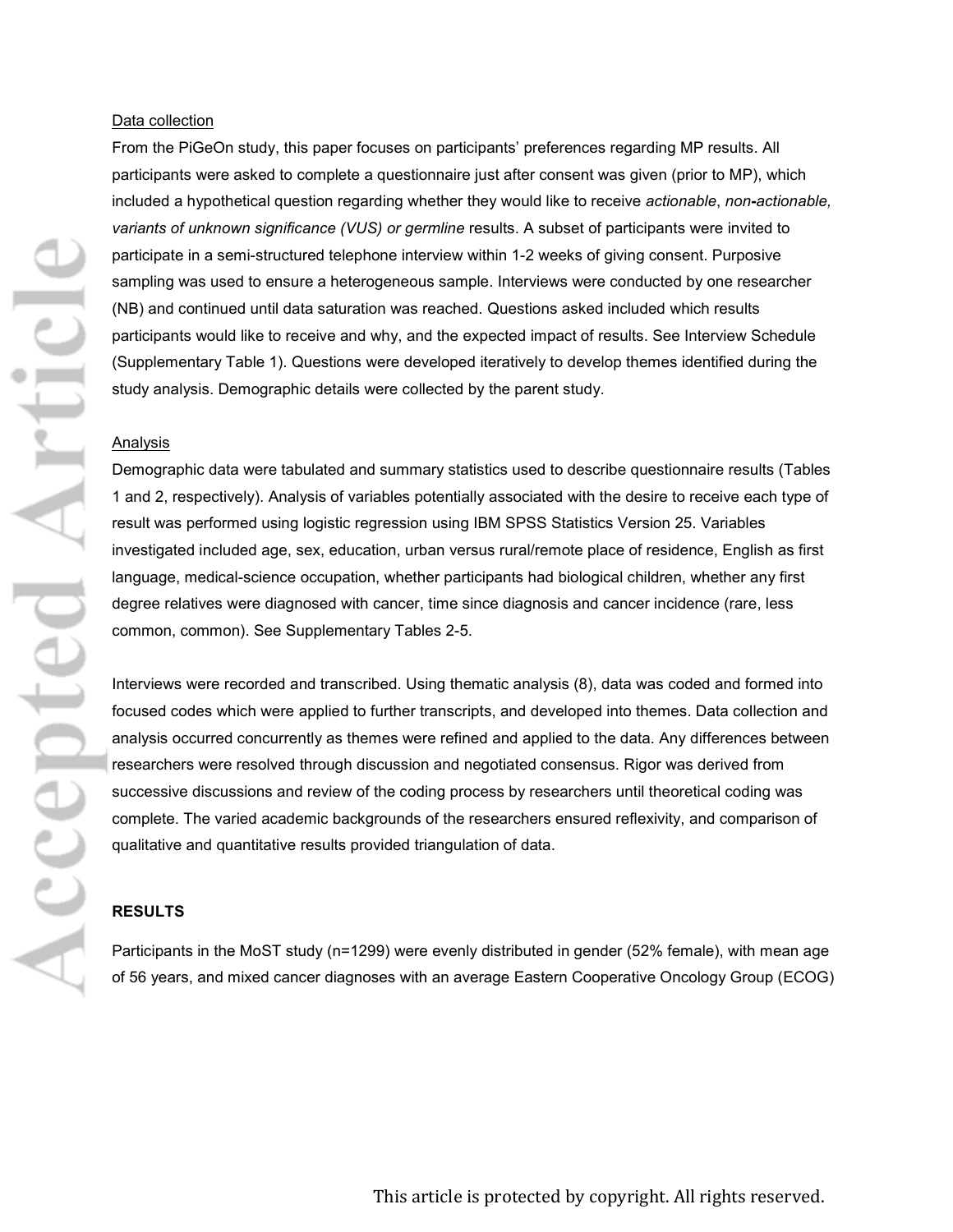Data collection

From the PiGeOn study, this paper focuses on participants' preferences regarding MP results. All participants were asked to complete a questionnaire just after consent was given (prior to MP), which included a hypothetical question regarding whether they would like to receive *actionable*, *non-actionable, variants of unknown significance (VUS) or germline* results. A subset of participants were invited to participate in a semi-structured telephone interview within 1-2 weeks of giving consent. Purposive sampling was used to ensure a heterogeneous sample. Interviews were conducted by one researcher (NB) and continued until data saturation was reached. Questions asked included which results participants would like to receive and why, and the expected impact of results. See Interview Schedule (Supplementary Table 1). Questions were developed iteratively to develop themes identified during the study analysis. Demographic details were collected by the parent study.

Analysis

Demographic data were tabulated and summary statistics used to describe questionnaire results (Tables 1 and 2, respectively). Analysis of variables potentially associated with the desire to receive each type of result was performed using logistic regression using IBM SPSS Statistics Version 25. Variables investigated included age, sex, education, urban versus rural/remote place of residence, English as first language, medical-science occupation, whether participants had biological children, whether any first degree relatives were diagnosed with cancer, time since diagnosis and cancer incidence (rare, less common, common). See Supplementary Tables 2-5.

Interviews were recorded and transcribed. Using thematic analysis (8), data was coded and formed into focused codes which were applied to further transcripts, and developed into themes. Data collection and analysis occurred concurrently as themes were refined and applied to the data. Any differences between researchers were resolved through discussion and negotiated consensus. Rigor was derived from successive discussions and review of the coding process by researchers until theoretical coding was complete. The varied academic backgrounds of the researchers ensured reflexivity, and comparison of qualitative and quantitative results provided triangulation of data.

## RESULTS

Participants in the MoST study (n=1299) were evenly distributed in gender (52% female), with mean age of 56 years, and mixed cancer diagnoses with an average Eastern Cooperative Oncology Group (ECOG)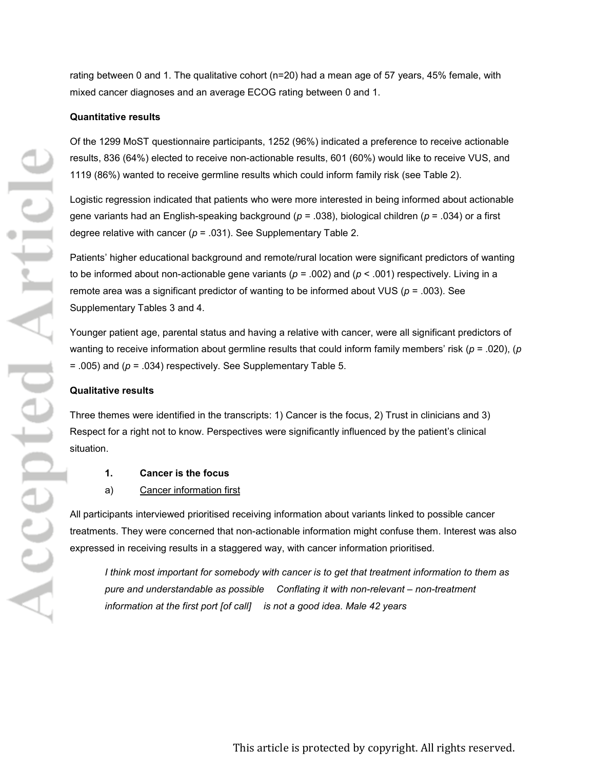rating between 0 and 1. The qualitative cohort (n=20) had a mean age of 57 years, 45% female, with mixed cancer diagnoses and an average ECOG rating between 0 and 1.

**Quantitative results**

Of the 1299 MoST questionnaire participants, 1252 (96%) indicated a preference to receive actionable results, 836 (64%) elected to receive non-actionable results, 601 (60%) would like to receive VUS, and 1119 (86%) wanted to receive germline results which could inform family risk (see Table 2).

Logistic regression indicated that patients who were more interested in being informed about actionable gene variants had an English-speaking background ($p$ = .038), biological children ($p$ = .034) or a first degree relative with cancer ($p$ = .031). See Supplementary Table 2.

Patients' higher educational background and remote/rural location were significant predictors of wanting to be informed about non-actionable gene variants ($p$ = .002) and ($p$ < .001) respectively. Living in a remote area was a significant predictor of wanting to be informed about VUS ($p$ = .003). See Supplementary Tables 3 and 4.

Younger patient age, parental status and having a relative with cancer, were all significant predictors of wanting to receive information about germline results that could inform family members' risk ($p$ = .020), ($p$ = .005) and ($p$ = .034) respectively. See Supplementary Table 5.

**Qualitative results**

Three themes were identified in the transcripts: 1) Cancer is the focus, 2) Trust in clinicians and 3) Respect for a right not to know. Perspectives were significantly influenced by the patient's clinical situation.

**1. Cancer is the focus**

a) Cancer information first

All participants interviewed prioritised receiving information about variants linked to possible cancer treatments. They were concerned that non-actionable information might confuse them. Interest was also expressed in receiving results in a staggered way, with cancer information prioritised.

> *I think most important for somebody with cancer is to get that treatment information to them as pure and understandable as possible    Conflating it with non-relevant – non-treatment information at the first port [of call]    is not a good idea. Male 42 years*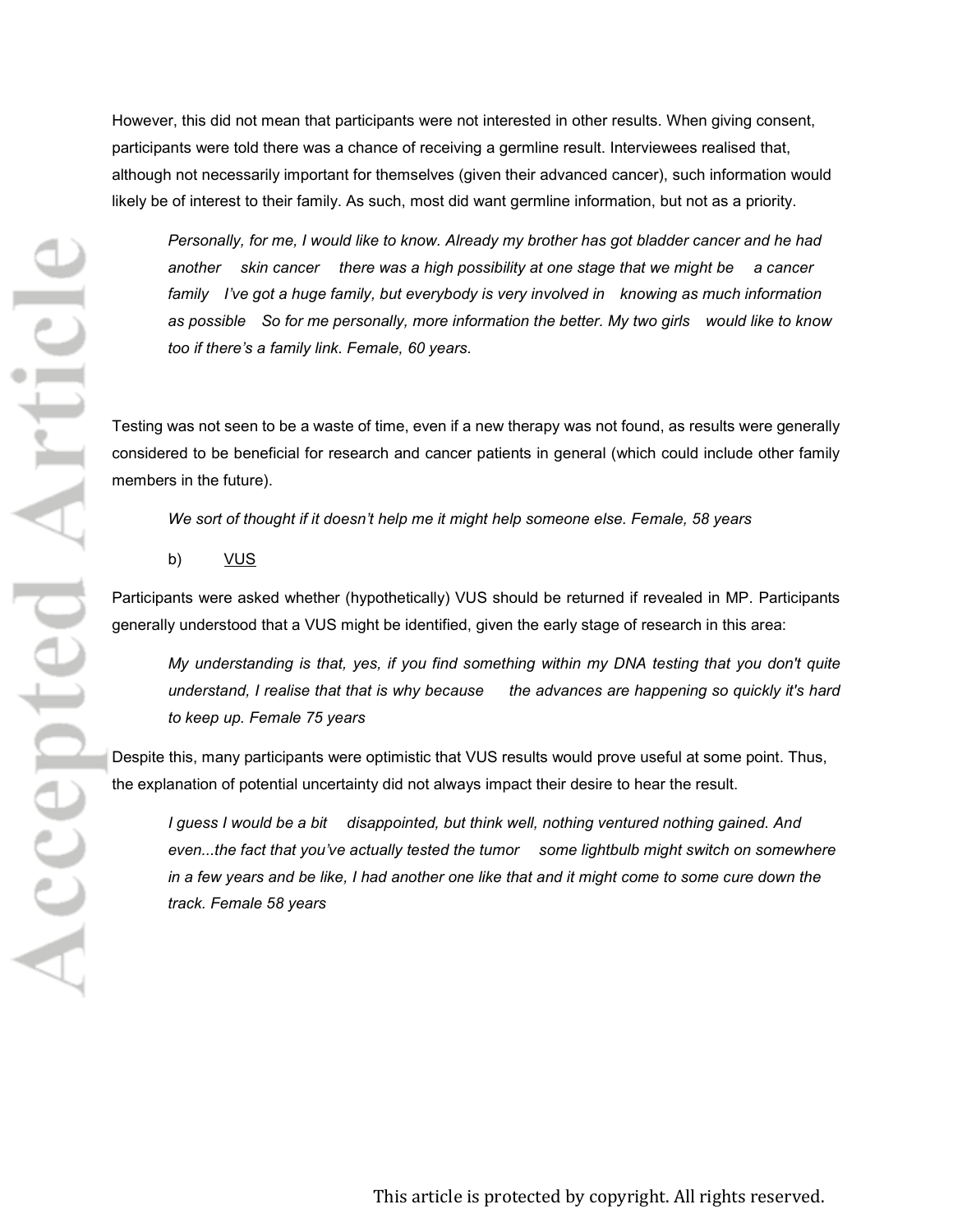However, this did not mean that participants were not interested in other results. When giving consent, participants were told there was a chance of receiving a germline result. Interviewees realised that, although not necessarily important for themselves (given their advanced cancer), such information would likely be of interest to their family. As such, most did want germline information, but not as a priority.

> *Personally, for me, I would like to know. Already my brother has got bladder cancer and he had another skin cancer there was a high possibility at one stage that we might be a cancer family I've got a huge family, but everybody is very involved in knowing as much information as possible So for me personally, more information the better. My two girls would like to know too if there's a family link. Female, 60 years.*

Testing was not seen to be a waste of time, even if a new therapy was not found, as results were generally considered to be beneficial for research and cancer patients in general (which could include other family members in the future).

> *We sort of thought if it doesn't help me it might help someone else. Female, 58 years*

b) <u>VUS</u>

Participants were asked whether (hypothetically) VUS should be returned if revealed in MP. Participants generally understood that a VUS might be identified, given the early stage of research in this area:

> *My understanding is that, yes, if you find something within my DNA testing that you don't quite understand, I realise that that is why because the advances are happening so quickly it's hard to keep up. Female 75 years*

Despite this, many participants were optimistic that VUS results would prove useful at some point. Thus, the explanation of potential uncertainty did not always impact their desire to hear the result.

> *I guess I would be a bit disappointed, but think well, nothing ventured nothing gained. And even...the fact that you've actually tested the tumor some lightbulb might switch on somewhere in a few years and be like, I had another one like that and it might come to some cure down the track. Female 58 years*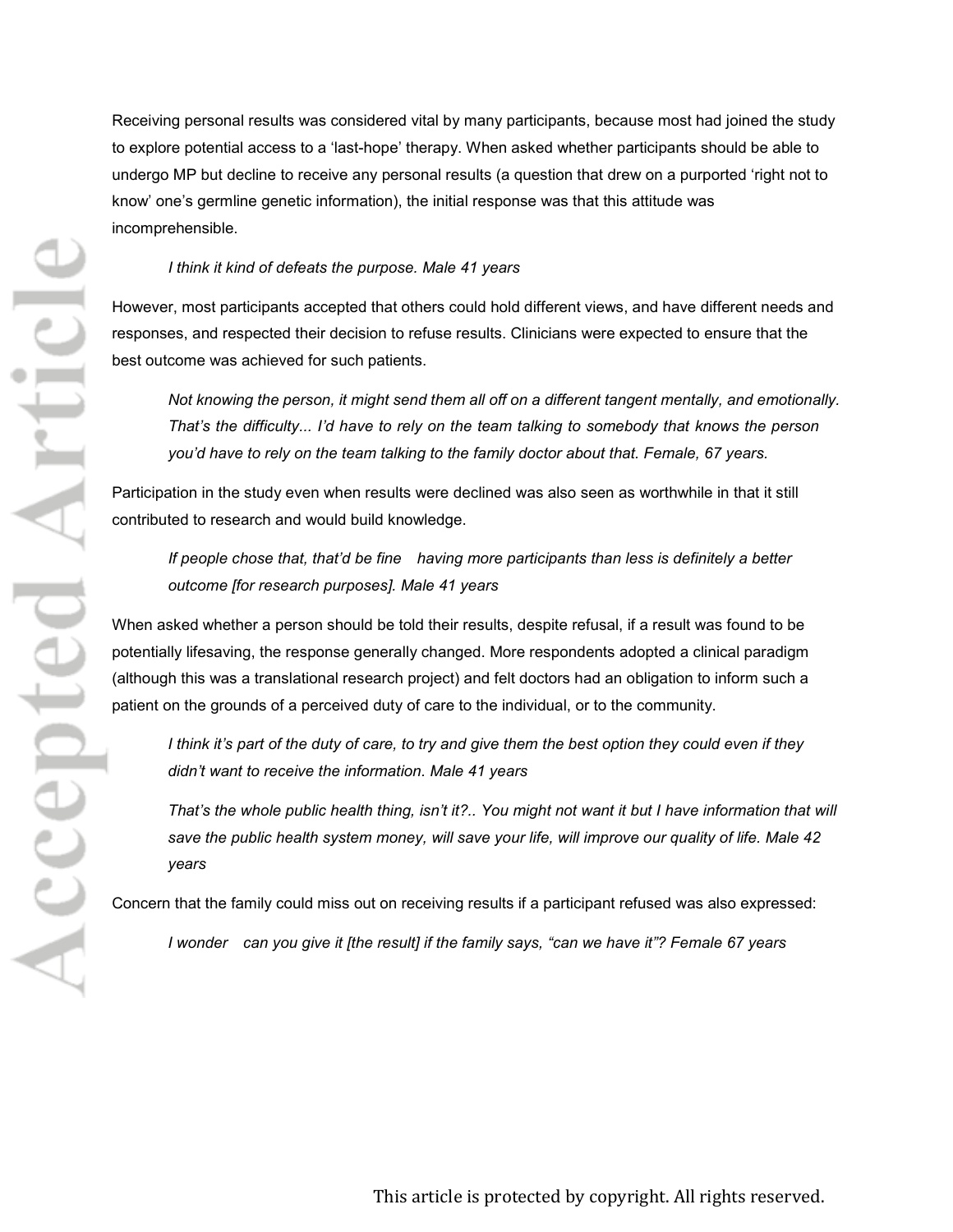Receiving personal results was considered vital by many participants, because most had joined the study to explore potential access to a 'last-hope' therapy. When asked whether participants should be able to undergo MP but decline to receive any personal results (a question that drew on a purported 'right not to know' one's germline genetic information), the initial response was that this attitude was incomprehensible.

> *I think it kind of defeats the purpose. Male 41 years*

However, most participants accepted that others could hold different views, and have different needs and responses, and respected their decision to refuse results. Clinicians were expected to ensure that the best outcome was achieved for such patients.

> *Not knowing the person, it might send them all off on a different tangent mentally, and emotionally. That's the difficulty... I'd have to rely on the team talking to somebody that knows the person you'd have to rely on the team talking to the family doctor about that. Female, 67 years.*

Participation in the study even when results were declined was also seen as worthwhile in that it still contributed to research and would build knowledge.

> *If people chose that, that'd be fine having more participants than less is definitely a better outcome [for research purposes]. Male 41 years*

When asked whether a person should be told their results, despite refusal, if a result was found to be potentially lifesaving, the response generally changed. More respondents adopted a clinical paradigm (although this was a translational research project) and felt doctors had an obligation to inform such a patient on the grounds of a perceived duty of care to the individual, or to the community.

> *I think it's part of the duty of care, to try and give them the best option they could even if they didn't want to receive the information. Male 41 years*

> *That's the whole public health thing, isn't it?.. You might not want it but I have information that will save the public health system money, will save your life, will improve our quality of life. Male 42 years*

Concern that the family could miss out on receiving results if a participant refused was also expressed:

> *I wonder can you give it [the result] if the family says, "can we have it"? Female 67 years*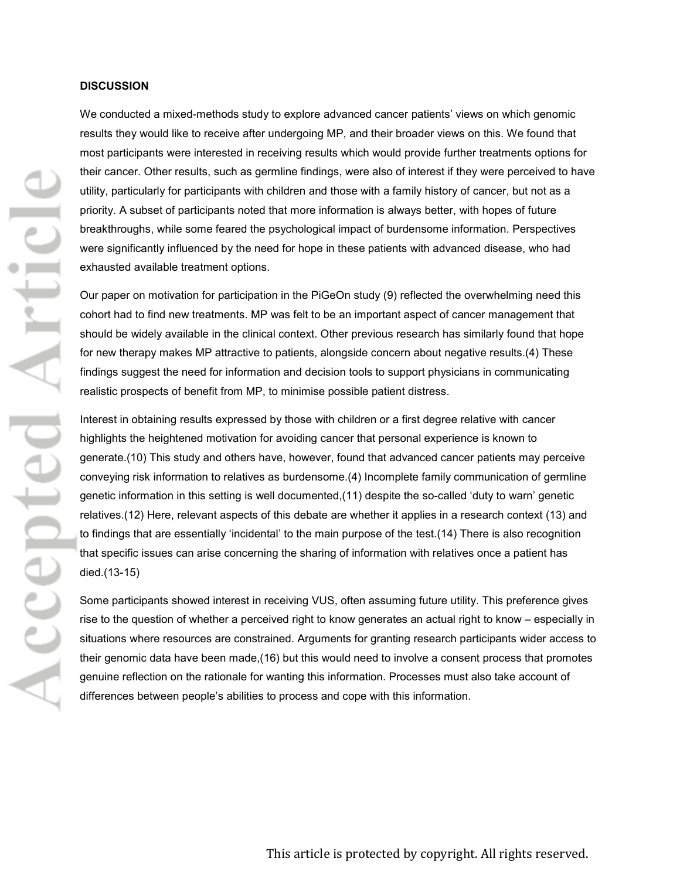**DISCUSSION**

We conducted a mixed-methods study to explore advanced cancer patients' views on which genomic results they would like to receive after undergoing MP, and their broader views on this. We found that most participants were interested in receiving results which would provide further treatments options for their cancer. Other results, such as germline findings, were also of interest if they were perceived to have utility, particularly for participants with children and those with a family history of cancer, but not as a priority. A subset of participants noted that more information is always better, with hopes of future breakthroughs, while some feared the psychological impact of burdensome information. Perspectives were significantly influenced by the need for hope in these patients with advanced disease, who had exhausted available treatment options.

Our paper on motivation for participation in the PiGeOn study (9) reflected the overwhelming need this cohort had to find new treatments. MP was felt to be an important aspect of cancer management that should be widely available in the clinical context. Other previous research has similarly found that hope for new therapy makes MP attractive to patients, alongside concern about negative results.(4) These findings suggest the need for information and decision tools to support physicians in communicating realistic prospects of benefit from MP, to minimise possible patient distress.

Interest in obtaining results expressed by those with children or a first degree relative with cancer highlights the heightened motivation for avoiding cancer that personal experience is known to generate.(10) This study and others have, however, found that advanced cancer patients may perceive conveying risk information to relatives as burdensome.(4) Incomplete family communication of germline genetic information in this setting is well documented,(11) despite the so-called 'duty to warn' genetic relatives.(12) Here, relevant aspects of this debate are whether it applies in a research context (13) and to findings that are essentially 'incidental' to the main purpose of the test.(14) There is also recognition that specific issues can arise concerning the sharing of information with relatives once a patient has died.(13-15)

Some participants showed interest in receiving VUS, often assuming future utility. This preference gives rise to the question of whether a perceived right to know generates an actual right to know – especially in situations where resources are constrained. Arguments for granting research participants wider access to their genomic data have been made,(16) but this would need to involve a consent process that promotes genuine reflection on the rationale for wanting this information. Processes must also take account of differences between people's abilities to process and cope with this information.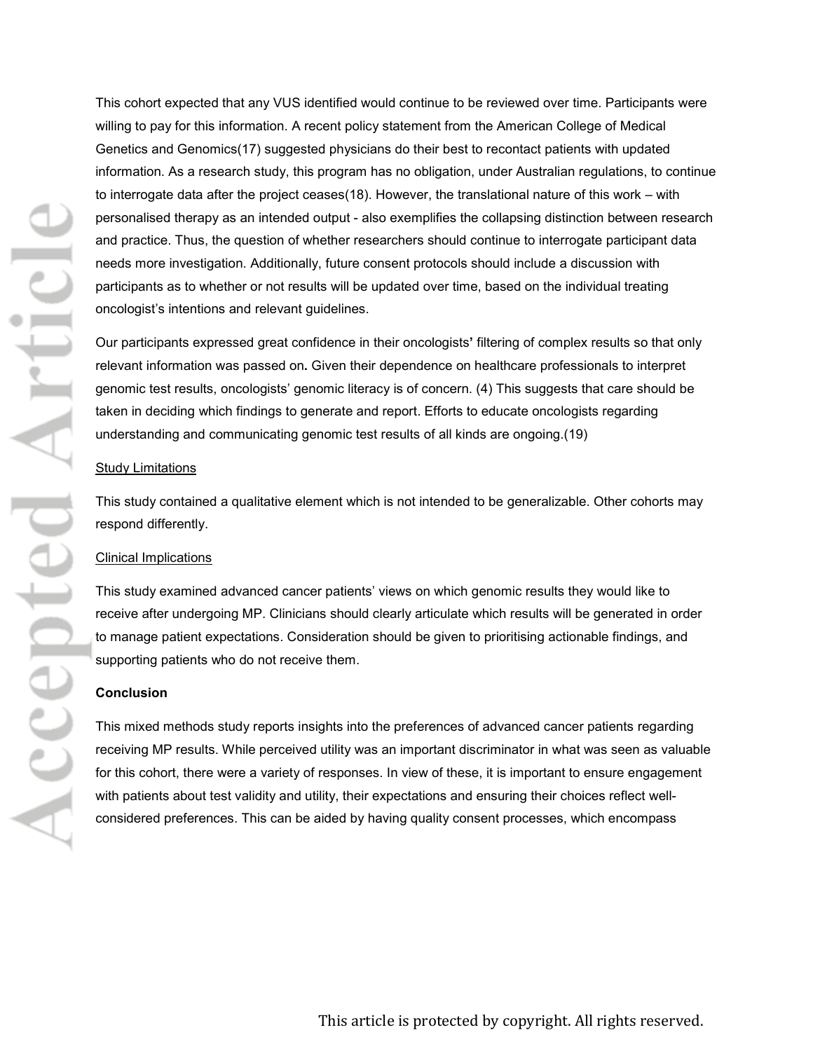This cohort expected that any VUS identified would continue to be reviewed over time. Participants were willing to pay for this information. A recent policy statement from the American College of Medical Genetics and Genomics(17) suggested physicians do their best to recontact patients with updated information. As a research study, this program has no obligation, under Australian regulations, to continue to interrogate data after the project ceases(18). However, the translational nature of this work – with personalised therapy as an intended output - also exemplifies the collapsing distinction between research and practice. Thus, the question of whether researchers should continue to interrogate participant data needs more investigation. Additionally, future consent protocols should include a discussion with participants as to whether or not results will be updated over time, based on the individual treating oncologist's intentions and relevant guidelines.

Our participants expressed great confidence in their oncologists**'** filtering of complex results so that only relevant information was passed on**.** Given their dependence on healthcare professionals to interpret genomic test results, oncologists' genomic literacy is of concern. (4) This suggests that care should be taken in deciding which findings to generate and report. Efforts to educate oncologists regarding understanding and communicating genomic test results of all kinds are ongoing.(19)

<u>Study Limitations</u>

This study contained a qualitative element which is not intended to be generalizable. Other cohorts may respond differently.

<u>Clinical Implications</u>

This study examined advanced cancer patients' views on which genomic results they would like to receive after undergoing MP. Clinicians should clearly articulate which results will be generated in order to manage patient expectations. Consideration should be given to prioritising actionable findings, and supporting patients who do not receive them.

**Conclusion**

This mixed methods study reports insights into the preferences of advanced cancer patients regarding receiving MP results. While perceived utility was an important discriminator in what was seen as valuable for this cohort, there were a variety of responses. In view of these, it is important to ensure engagement with patients about test validity and utility, their expectations and ensuring their choices reflect well-considered preferences. This can be aided by having quality consent processes, which encompass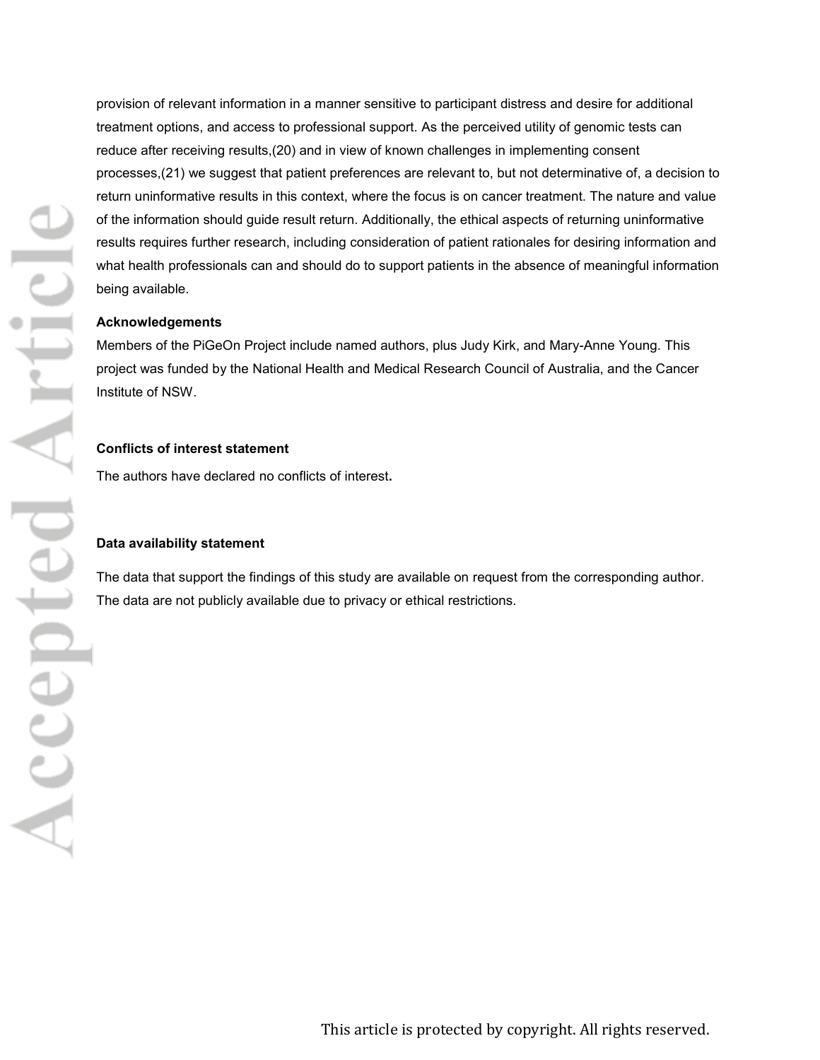provision of relevant information in a manner sensitive to participant distress and desire for additional treatment options, and access to professional support. As the perceived utility of genomic tests can reduce after receiving results,(20) and in view of known challenges in implementing consent processes,(21) we suggest that patient preferences are relevant to, but not determinative of, a decision to return uninformative results in this context, where the focus is on cancer treatment. The nature and value of the information should guide result return. Additionally, the ethical aspects of returning uninformative results requires further research, including consideration of patient rationales for desiring information and what health professionals can and should do to support patients in the absence of meaningful information being available.

**Acknowledgements**

Members of the PiGeOn Project include named authors, plus Judy Kirk, and Mary-Anne Young. This project was funded by the National Health and Medical Research Council of Australia, and the Cancer Institute of NSW.

**Conflicts of interest statement**

The authors have declared no conflicts of interest**.**

**Data availability statement**

The data that support the findings of this study are available on request from the corresponding author. The data are not publicly available due to privacy or ethical restrictions.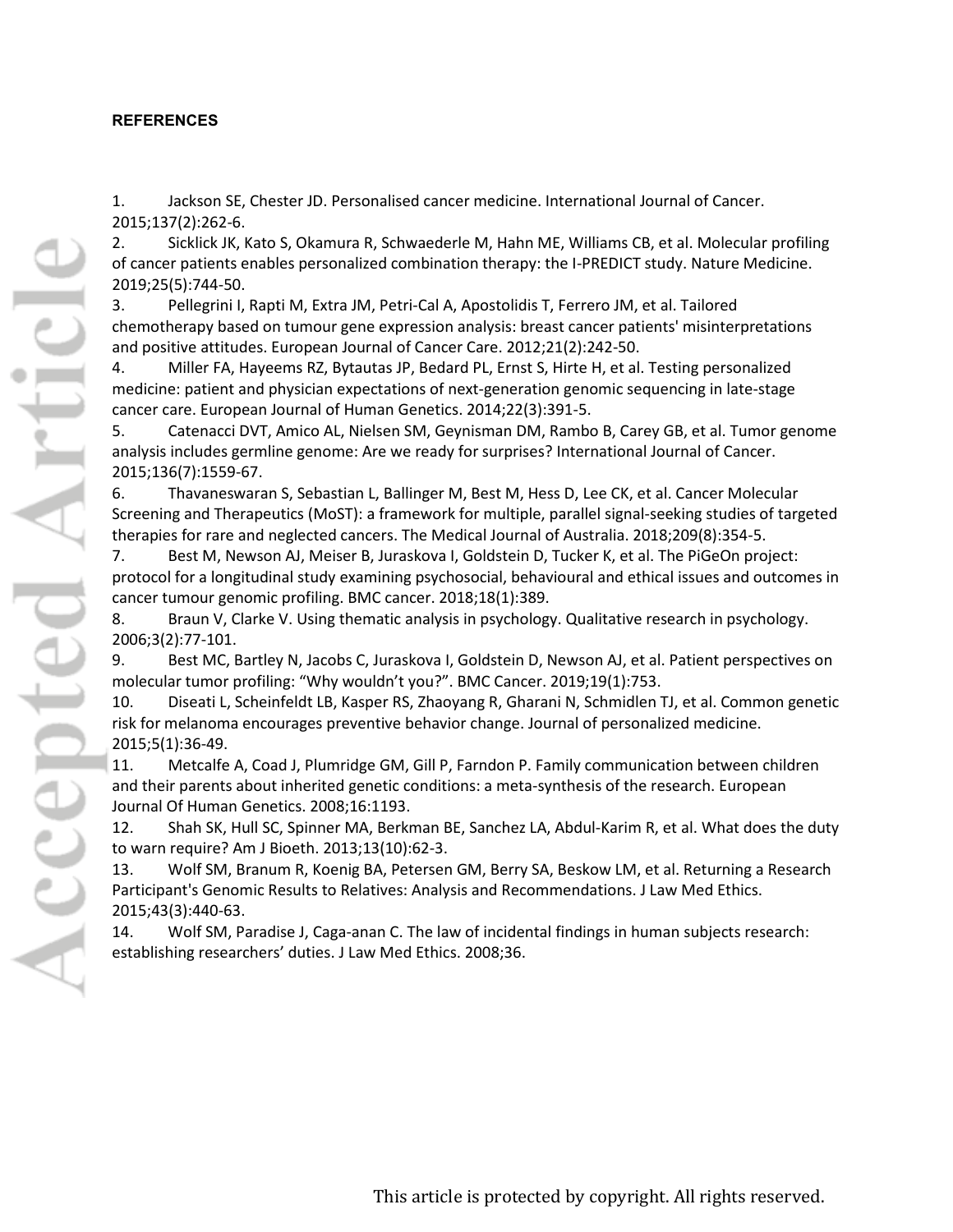**REFERENCES**

1. Jackson SE, Chester JD. Personalised cancer medicine. International Journal of Cancer. 2015;137(2):262-6.
2. Sicklick JK, Kato S, Okamura R, Schwaederle M, Hahn ME, Williams CB, et al. Molecular profiling of cancer patients enables personalized combination therapy: the I-PREDICT study. Nature Medicine. 2019;25(5):744-50.
3. Pellegrini I, Rapti M, Extra JM, Petri-Cal A, Apostolidis T, Ferrero JM, et al. Tailored chemotherapy based on tumour gene expression analysis: breast cancer patients' misinterpretations and positive attitudes. European Journal of Cancer Care. 2012;21(2):242-50.
4. Miller FA, Hayeems RZ, Bytautas JP, Bedard PL, Ernst S, Hirte H, et al. Testing personalized medicine: patient and physician expectations of next-generation genomic sequencing in late-stage cancer care. European Journal of Human Genetics. 2014;22(3):391-5.
5. Catenacci DVT, Amico AL, Nielsen SM, Geynisman DM, Rambo B, Carey GB, et al. Tumor genome analysis includes germline genome: Are we ready for surprises? International Journal of Cancer. 2015;136(7):1559-67.
6. Thavaneswaran S, Sebastian L, Ballinger M, Best M, Hess D, Lee CK, et al. Cancer Molecular Screening and Therapeutics (MoST): a framework for multiple, parallel signal-seeking studies of targeted therapies for rare and neglected cancers. The Medical Journal of Australia. 2018;209(8):354-5.
7. Best M, Newson AJ, Meiser B, Juraskova I, Goldstein D, Tucker K, et al. The PiGeOn project: protocol for a longitudinal study examining psychosocial, behavioural and ethical issues and outcomes in cancer tumour genomic profiling. BMC cancer. 2018;18(1):389.
8. Braun V, Clarke V. Using thematic analysis in psychology. Qualitative research in psychology. 2006;3(2):77-101.
9. Best MC, Bartley N, Jacobs C, Juraskova I, Goldstein D, Newson AJ, et al. Patient perspectives on molecular tumor profiling: "Why wouldn't you?". BMC Cancer. 2019;19(1):753.
10. Diseati L, Scheinfeldt LB, Kasper RS, Zhaoyang R, Gharani N, Schmidlen TJ, et al. Common genetic risk for melanoma encourages preventive behavior change. Journal of personalized medicine. 2015;5(1):36-49.
11. Metcalfe A, Coad J, Plumridge GM, Gill P, Farndon P. Family communication between children and their parents about inherited genetic conditions: a meta-synthesis of the research. European Journal Of Human Genetics. 2008;16:1193.
12. Shah SK, Hull SC, Spinner MA, Berkman BE, Sanchez LA, Abdul-Karim R, et al. What does the duty to warn require? Am J Bioeth. 2013;13(10):62-3.
13. Wolf SM, Branum R, Koenig BA, Petersen GM, Berry SA, Beskow LM, et al. Returning a Research Participant's Genomic Results to Relatives: Analysis and Recommendations. J Law Med Ethics. 2015;43(3):440-63.
14. Wolf SM, Paradise J, Caga-anan C. The law of incidental findings in human subjects research: establishing researchers' duties. J Law Med Ethics. 2008;36.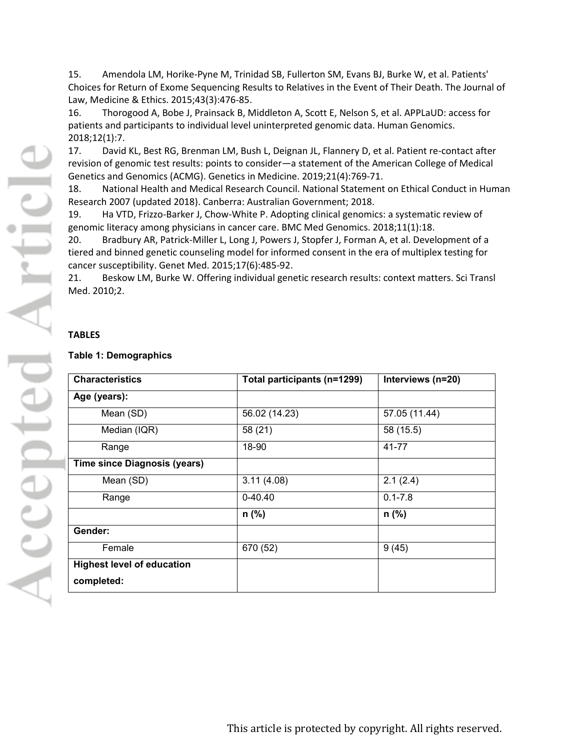15. Amendola LM, Horike-Pyne M, Trinidad SB, Fullerton SM, Evans BJ, Burke W, et al. Patients' Choices for Return of Exome Sequencing Results to Relatives in the Event of Their Death. The Journal of Law, Medicine & Ethics. 2015;43(3):476-85.
16. Thorogood A, Bobe J, Prainsack B, Middleton A, Scott E, Nelson S, et al. APPLaUD: access for patients and participants to individual level uninterpreted genomic data. Human Genomics. 2018;12(1):7.
17. David KL, Best RG, Brenman LM, Bush L, Deignan JL, Flannery D, et al. Patient re-contact after revision of genomic test results: points to consider—a statement of the American College of Medical Genetics and Genomics (ACMG). Genetics in Medicine. 2019;21(4):769-71.
18. National Health and Medical Research Council. National Statement on Ethical Conduct in Human Research 2007 (updated 2018). Canberra: Australian Government; 2018.
19. Ha VTD, Frizzo-Barker J, Chow-White P. Adopting clinical genomics: a systematic review of genomic literacy among physicians in cancer care. BMC Med Genomics. 2018;11(1):18.
20. Bradbury AR, Patrick-Miller L, Long J, Powers J, Stopfer J, Forman A, et al. Development of a tiered and binned genetic counseling model for informed consent in the era of multiplex testing for cancer susceptibility. Genet Med. 2015;17(6):485-92.
21. Beskow LM, Burke W. Offering individual genetic research results: context matters. Sci Transl Med. 2010;2.

**TABLES**

**Table 1: Demographics**

| Characteristics | Total participants (n=1299) | Interviews (n=20) |
|---|---|---|
| **Age (years):** | | |
| Mean (SD) | 56.02 (14.23) | 57.05 (11.44) |
| Median (IQR) | 58 (21) | 58 (15.5) |
| Range | 18-90 | 41-77 |
| **Time since Diagnosis (years)** | | |
| Mean (SD) | 3.11 (4.08) | 2.1 (2.4) |
| Range | 0-40.40 | 0.1-7.8 |
| | **n (%)** | **n (%)** |
| **Gender:** | | |
| Female | 670 (52) | 9 (45) |
| **Highest level of education completed:** | | |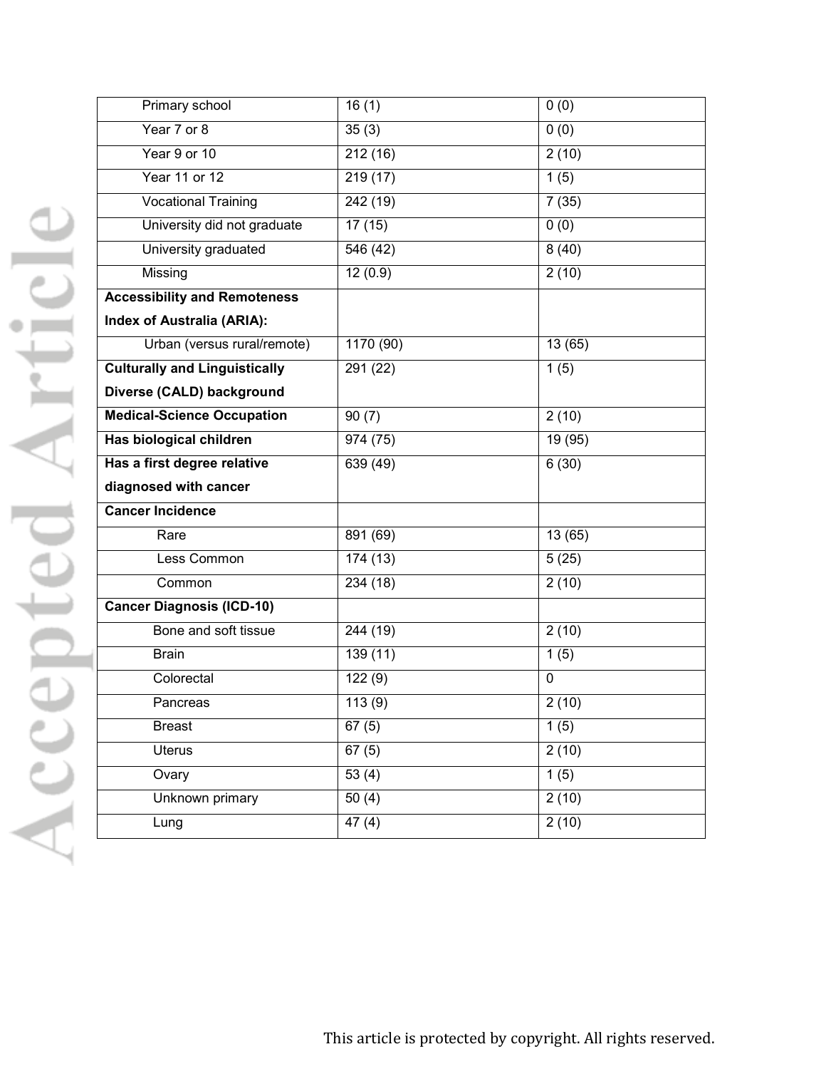| | | |
|---|---|---|
| Primary school | 16 (1) | 0 (0) |
| Year 7 or 8 | 35 (3) | 0 (0) |
| Year 9 or 10 | 212 (16) | 2 (10) |
| Year 11 or 12 | 219 (17) | 1 (5) |
| Vocational Training | 242 (19) | 7 (35) |
| University did not graduate | 17 (15) | 0 (0) |
| University graduated | 546 (42) | 8 (40) |
| Missing | 12 (0.9) | 2 (10) |
| **Accessibility and Remoteness Index of Australia (ARIA):** | | |
| Urban (versus rural/remote) | 1170 (90) | 13 (65) |
| **Culturally and Linguistically Diverse (CALD) background** | 291 (22) | 1 (5) |
| **Medical-Science Occupation** | 90 (7) | 2 (10) |
| **Has biological children** | 974 (75) | 19 (95) |
| **Has a first degree relative diagnosed with cancer** | 639 (49) | 6 (30) |
| **Cancer Incidence** | | |
| Rare | 891 (69) | 13 (65) |
| Less Common | 174 (13) | 5 (25) |
| Common | 234 (18) | 2 (10) |
| **Cancer Diagnosis (ICD-10)** | | |
| Bone and soft tissue | 244 (19) | 2 (10) |
| Brain | 139 (11) | 1 (5) |
| Colorectal | 122 (9) | 0 |
| Pancreas | 113 (9) | 2 (10) |
| Breast | 67 (5) | 1 (5) |
| Uterus | 67 (5) | 2 (10) |
| Ovary | 53 (4) | 1 (5) |
| Unknown primary | 50 (4) | 2 (10) |
| Lung | 47 (4) | 2 (10) |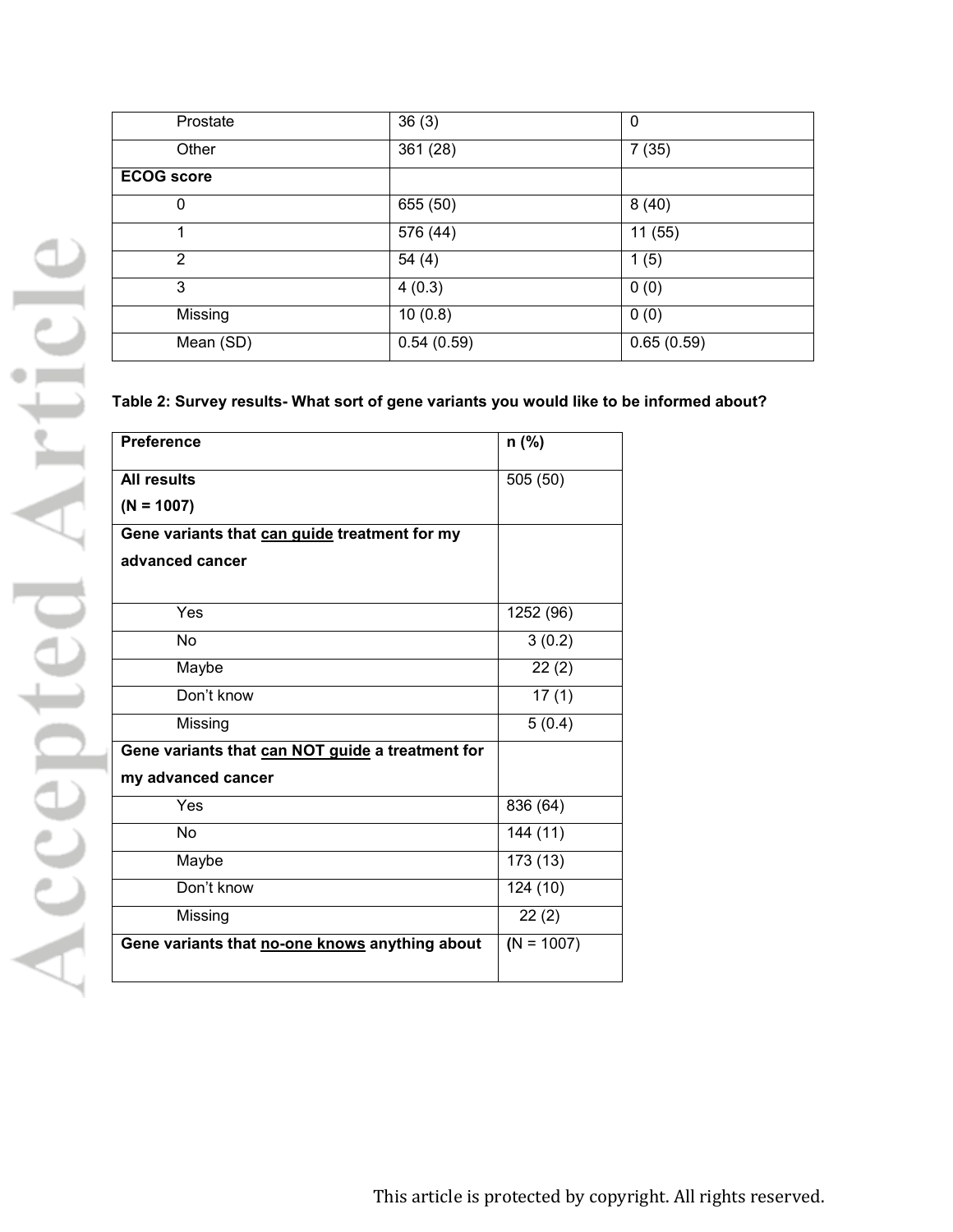| | | |
|---|---|---|
| Prostate | 36 (3) | 0 |
| Other | 361 (28) | 7 (35) |
| **ECOG score** | | |
| 0 | 655 (50) | 8 (40) |
| 1 | 576 (44) | 11 (55) |
| 2 | 54 (4) | 1 (5) |
| 3 | 4 (0.3) | 0 (0) |
| Missing | 10 (0.8) | 0 (0) |
| Mean (SD) | 0.54 (0.59) | 0.65 (0.59) |

**Table 2: Survey results- What sort of gene variants you would like to be informed about?**

| Preference | n (%) |
|---|---|
| **All results (N = 1007)** | 505 (50) |
| **Gene variants that can guide treatment for my advanced cancer** | |
| Yes | 1252 (96) |
| No | 3 (0.2) |
| Maybe | 22 (2) |
| Don't know | 17 (1) |
| Missing | 5 (0.4) |
| **Gene variants that can NOT guide a treatment for my advanced cancer** | |
| Yes | 836 (64) |
| No | 144 (11) |
| Maybe | 173 (13) |
| Don't know | 124 (10) |
| Missing | 22 (2) |
| **Gene variants that no-one knows anything about** | (N = 1007) |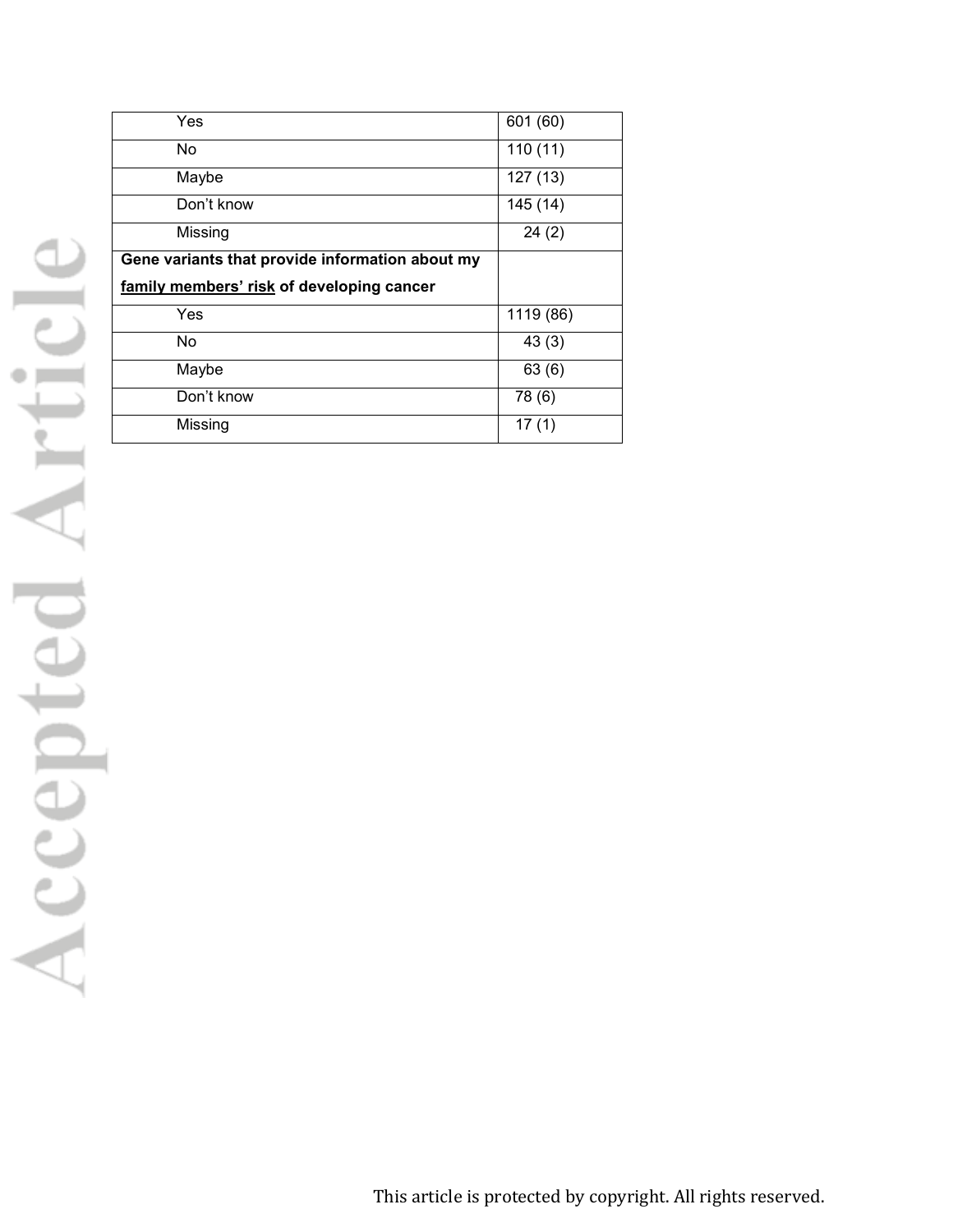| | |
|---|---|
| Yes | 601 (60) |
| No | 110 (11) |
| Maybe | 127 (13) |
| Don't know | 145 (14) |
| Missing | 24 (2) |
| **Gene variants that provide information about my <u>family members' risk</u> of developing cancer** | |
| Yes | 1119 (86) |
| No | 43 (3) |
| Maybe | 63 (6) |
| Don't know | 78 (6) |
| Missing | 17 (1) |